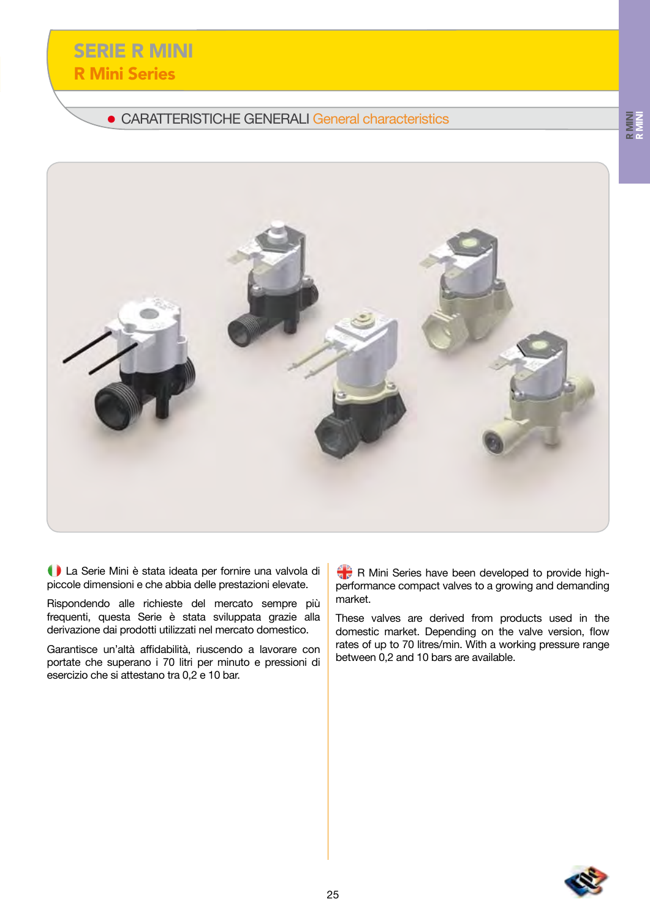# SERIE R MINI
## R Mini Series

- CARATTERISTICHE GENERALI General characteristics

La Serie Mini è stata ideata per fornire una valvola di piccole dimensioni e che abbia delle prestazioni elevate.

Rispondendo alle richieste del mercato sempre più frequenti, questa Serie è stata sviluppata grazie alla derivazione dai prodotti utilizzati nel mercato domestico.

Garantisce un'altà affidabilità, riuscendo a lavorare con portate che superano i 70 litri per minuto e pressioni di esercizio che si attestano tra 0,2 e 10 bar.

R Mini Series have been developed to provide high-performance compact valves to a growing and demanding market.

These valves are derived from products used in the domestic market. Depending on the valve version, flow rates of up to 70 litres/min. With a working pressure range between 0,2 and 10 bars are available.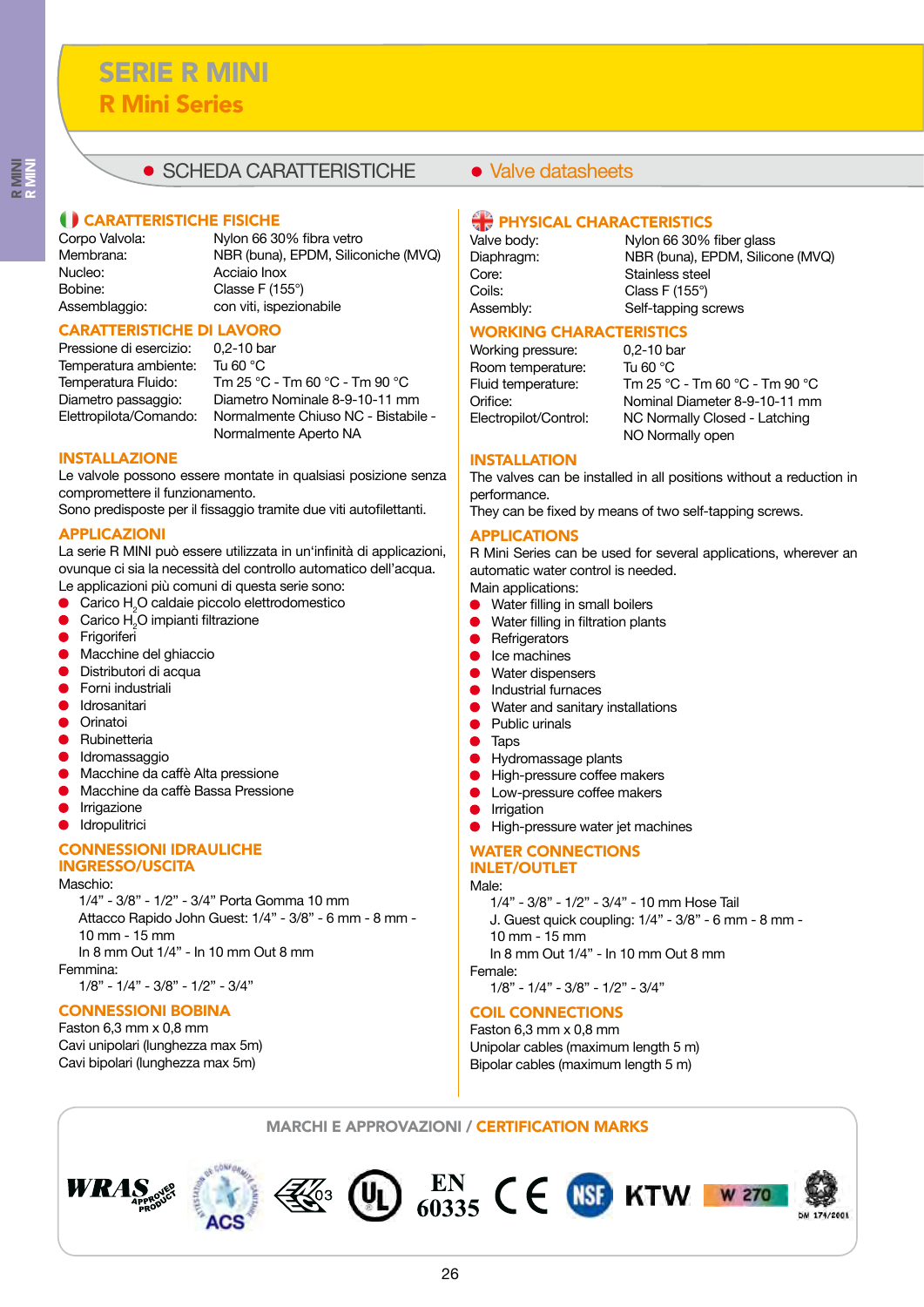# SERIE R MINI
## R Mini Series

SCHEDA CARATTERISTICHE — Valve datasheets

### CARATTERISTICHE FISICHE

| | |
|---|---|
| Corpo Valvola: | Nylon 66 30% fibra vetro |
| Membrana: | NBR (buna), EPDM, Siliconiche (MVQ) |
| Nucleo: | Acciaio Inox |
| Bobine: | Classe F (155°) |
| Assemblaggio: | con viti, ispezionabile |

### CARATTERISTICHE DI LAVORO

| | |
|---|---|
| Pressione di esercizio: | 0,2-10 bar |
| Temperatura ambiente: | Tu 60 °C |
| Temperatura Fluido: | Tm 25 °C - Tm 60 °C - Tm 90 °C |
| Diametro passaggio: | Diametro Nominale 8-9-10-11 mm |
| Elettropilota/Comando: | Normalmente Chiuso NC - Bistabile - Normalmente Aperto NA |

### INSTALLAZIONE

Le valvole possono essere montate in qualsiasi posizione senza compromettere il funzionamento.
Sono predisposte per il fissaggio tramite due viti autofilettanti.

### APPLICAZIONI

La serie R MINI può essere utilizzata in un'infinità di applicazioni, ovunque ci sia la necessità del controllo automatico dell'acqua.
Le applicazioni più comuni di questa serie sono:

- Carico $H_2O$ caldaie piccolo elettrodomestico
- Carico $H_2O$ impianti filtrazione
- Frigoriferi
- Macchine del ghiaccio
- Distributori di acqua
- Forni industriali
- Idrosanitari
- Orinatoi
- Rubinetteria
- Idromassaggio
- Macchine da caffè Alta pressione
- Macchine da caffè Bassa Pressione
- Irrigazione
- Idropulitrici

### CONNESSIONI IDRAULICHE INGRESSO/USCITA

Maschio:
- 1/4" - 3/8" - 1/2" - 3/4" Porta Gomma 10 mm
- Attacco Rapido John Guest: 1/4" - 3/8" - 6 mm - 8 mm - 10 mm - 15 mm
- In 8 mm Out 1/4" - In 10 mm Out 8 mm

Femmina:
- 1/8" - 1/4" - 3/8" - 1/2" - 3/4"

### CONNESSIONI BOBINA

Faston 6,3 mm x 0,8 mm
Cavi unipolari (lunghezza max 5m)
Cavi bipolari (lunghezza max 5m)

### PHYSICAL CHARACTERISTICS

| | |
|---|---|
| Valve body: | Nylon 66 30% fiber glass |
| Diaphragm: | NBR (buna), EPDM, Silicone (MVQ) |
| Core: | Stainless steel |
| Coils: | Class F (155°) |
| Assembly: | Self-tapping screws |

### WORKING CHARACTERISTICS

| | |
|---|---|
| Working pressure: | 0,2-10 bar |
| Room temperature: | Tu 60 °C |
| Fluid temperature: | Tm 25 °C - Tm 60 °C - Tm 90 °C |
| Orifice: | Nominal Diameter 8-9-10-11 mm |
| Electropilot/Control: | NC Normally Closed - Latching NO Normally open |

### INSTALLATION

The valves can be installed in all positions without a reduction in performance.
They can be fixed by means of two self-tapping screws.

### APPLICATIONS

R Mini Series can be used for several applications, wherever an automatic water control is needed.
Main applications:

- Water filling in small boilers
- Water filling in filtration plants
- Refrigerators
- Ice machines
- Water dispensers
- Industrial furnaces
- Water and sanitary installations
- Public urinals
- Taps
- Hydromassage plants
- High-pressure coffee makers
- Low-pressure coffee makers
- Irrigation
- High-pressure water jet machines

### WATER CONNECTIONS INLET/OUTLET

Male:
- 1/4" - 3/8" - 1/2" - 3/4" - 10 mm Hose Tail
- J. Guest quick coupling: 1/4" - 3/8" - 6 mm - 8 mm - 10 mm - 15 mm
- In 8 mm Out 1/4" - In 10 mm Out 8 mm

Female:
- 1/8" - 1/4" - 3/8" - 1/2" - 3/4"

### COIL CONNECTIONS

Faston 6,3 mm x 0,8 mm
Unipolar cables (maximum length 5 m)
Bipolar cables (maximum length 5 m)

### MARCHI E APPROVAZIONI / CERTIFICATION MARKS

WRAS APPROVED PRODUCT — ACS — 03 — UL — EN 60335 — CE — NSF — KTW — W 270 — DM 174/2001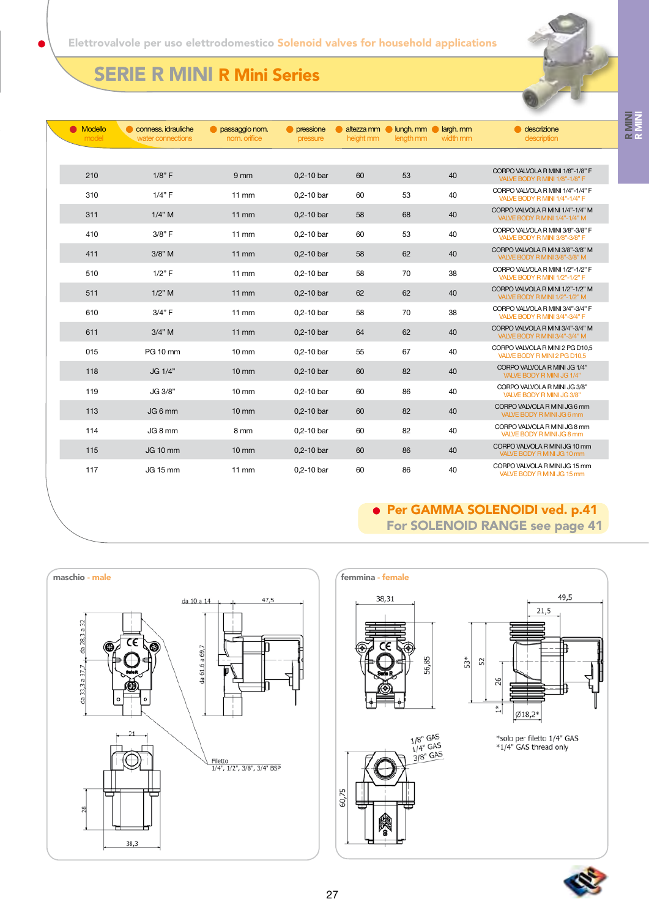Elettrovalvole per uso elettrodomestico Solenoid valves for household applications

# SERIE R MINI R Mini Series

| Modello model | conness. idrauliche water connections | passaggio nom. nom. orifice | pressione pressure | altezza mm height mm | lungh. mm length mm | largh. mm width mm | descrizione description |
|---|---|---|---|---|---|---|---|
| 210 | 1/8" F | 9 mm | 0,2-10 bar | 60 | 53 | 40 | CORPO VALVOLA R MINI 1/8"-1/8" F VALVE BODY R MINI 1/8"-1/8" F |
| 310 | 1/4" F | 11 mm | 0,2-10 bar | 60 | 53 | 40 | CORPO VALVOLA R MINI 1/4"-1/4" F VALVE BODY R MINI 1/4"-1/4" F |
| 311 | 1/4" M | 11 mm | 0,2-10 bar | 58 | 68 | 40 | CORPO VALVOLA R MINI 1/4"-1/4" M VALVE BODY R MINI 1/4"-1/4" M |
| 410 | 3/8" F | 11 mm | 0,2-10 bar | 60 | 53 | 40 | CORPO VALVOLA R MINI 3/8"-3/8" F VALVE BODY R MINI 3/8"-3/8" F |
| 411 | 3/8" M | 11 mm | 0,2-10 bar | 58 | 62 | 40 | CORPO VALVOLA R MINI 3/8"-3/8" M VALVE BODY R MINI 3/8"-3/8" M |
| 510 | 1/2" F | 11 mm | 0,2-10 bar | 58 | 70 | 38 | CORPO VALVOLA R MINI 1/2"-1/2" F VALVE BODY R MINI 1/2"-1/2" F |
| 511 | 1/2" M | 11 mm | 0,2-10 bar | 62 | 62 | 40 | CORPO VALVOLA R MINI 1/2"-1/2" M VALVE BODY R MINI 1/2"-1/2" M |
| 610 | 3/4" F | 11 mm | 0,2-10 bar | 58 | 70 | 38 | CORPO VALVOLA R MINI 3/4"-3/4" F VALVE BODY R MINI 3/4"-3/4" F |
| 611 | 3/4" M | 11 mm | 0,2-10 bar | 64 | 62 | 40 | CORPO VALVOLA R MINI 3/4"-3/4" M VALVE BODY R MINI 3/4"-3/4" M |
| 015 | PG 10 mm | 10 mm | 0,2-10 bar | 55 | 67 | 40 | CORPO VALVOLA R MINI 2 PG D10,5 VALVE BODY R MINI 2 PG D10,5 |
| 118 | JG 1/4" | 10 mm | 0,2-10 bar | 60 | 82 | 40 | CORPO VALVOLA R MINI JG 1/4" VALVE BODY R MINI JG 1/4" |
| 119 | JG 3/8" | 10 mm | 0,2-10 bar | 60 | 86 | 40 | CORPO VALVOLA R MINI JG 3/8" VALVE BODY R MINI JG 3/8" |
| 113 | JG 6 mm | 10 mm | 0,2-10 bar | 60 | 82 | 40 | CORPO VALVOLA R MINI JG 6 mm VALVE BODY R MINI JG 6 mm |
| 114 | JG 8 mm | 8 mm | 0,2-10 bar | 60 | 82 | 40 | CORPO VALVOLA R MINI JG 8 mm VALVE BODY R MINI JG 8 mm |
| 115 | JG 10 mm | 10 mm | 0,2-10 bar | 60 | 86 | 40 | CORPO VALVOLA R MINI JG 10 mm VALVE BODY R MINI JG 10 mm |
| 117 | JG 15 mm | 11 mm | 0,2-10 bar | 60 | 86 | 40 | CORPO VALVOLA R MINI JG 15 mm VALVE BODY R MINI JG 15 mm |

**Per GAMMA SOLENOIDI ved. p.41**
**For SOLENOID RANGE see page 41**

maschio - male

da 10 a 14 — 47,5 — da 28,3 a 32 — da 33,3 a 37,7 — da 61,6 a 69,7 — 21 — 28 — 38,3

Filetto 1/4", 1/2", 3/8", 3/4" BSP

femmina - female

38,31 — 56,85 — 60,75 — 49,5 — 21,5 — 53* — 52 — 26 — 1* — Ø18,2*

1/8" GAS
1/4" GAS
3/8" GAS

*solo per filetto 1/4" GAS
*1/4" GAS thread only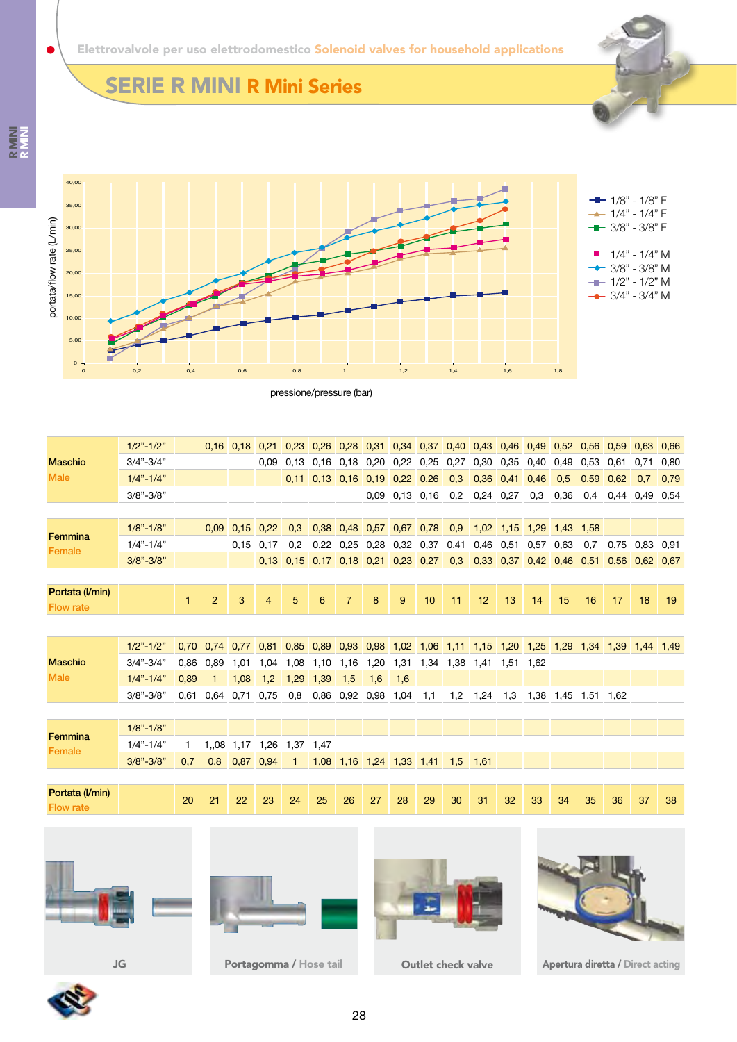# SERIE R MINI R Mini Series

portata/flow rate (L/min)

40,00
35,00
30,00
25,00
20,00
15,00
10,00
5,00
0

0 0,2 0,4 0,6 0,8 1 1,2 1,4 1,6 1,8

pressione/pressure (bar)

1/8" - 1/8" F
1/4" - 1/4" F
3/8" - 3/8" F

1/4" - 1/4" M
3/8" - 3/8" M
1/2" - 1/2" M
3/4" - 3/4" M

| | | | | | | | | | | | | | | | | | | | | |
|---|---|---|---|---|---|---|---|---|---|---|---|---|---|---|---|---|---|---|---|---|
| Maschio Male | 1/2"-1/2" | | 0,16 | 0,18 | 0,21 | 0,23 | 0,26 | 0,28 | 0,31 | 0,34 | 0,37 | 0,40 | 0,43 | 0,46 | 0,49 | 0,52 | 0,56 | 0,59 | 0,63 | 0,66 |
| | 3/4"-3/4" | | | | 0,09 | 0,13 | 0,16 | 0,18 | 0,20 | 0,22 | 0,25 | 0,27 | 0,30 | 0,35 | 0,40 | 0,49 | 0,53 | 0,61 | 0,71 | 0,80 |
| | 1/4"-1/4" | | | | | 0,11 | 0,13 | 0,16 | 0,19 | 0,22 | 0,26 | 0,3 | 0,36 | 0,41 | 0,46 | 0,5 | 0,59 | 0,62 | 0,7 | 0,79 |
| | 3/8"-3/8" | | | | | | | | 0,09 | 0,13 | 0,16 | 0,2 | 0,24 | 0,27 | 0,3 | 0,36 | 0,4 | 0,44 | 0,49 | 0,54 |
| Femmina Female | 1/8"-1/8" | | 0,09 | 0,15 | 0,22 | 0,3 | 0,38 | 0,48 | 0,57 | 0,67 | 0,78 | 0,9 | 1,02 | 1,15 | 1,29 | 1,43 | 1,58 | | | |
| | 1/4"-1/4" | | | 0,15 | 0,17 | 0,2 | 0,22 | 0,25 | 0,28 | 0,32 | 0,37 | 0,41 | 0,46 | 0,51 | 0,57 | 0,63 | 0,7 | 0,75 | 0,83 | 0,91 |
| | 3/8"-3/8" | | | | 0,13 | 0,15 | 0,17 | 0,18 | 0,21 | 0,23 | 0,27 | 0,3 | 0,33 | 0,37 | 0,42 | 0,46 | 0,51 | 0,56 | 0,62 | 0,67 |
| Portata (l/min) Flow rate | | 1 | 2 | 3 | 4 | 5 | 6 | 7 | 8 | 9 | 10 | 11 | 12 | 13 | 14 | 15 | 16 | 17 | 18 | 19 |

| | | | | | | | | | | | | | | | | | | | | |
|---|---|---|---|---|---|---|---|---|---|---|---|---|---|---|---|---|---|---|---|---|
| Maschio Male | 1/2"-1/2" | 0,70 | 0,74 | 0,77 | 0,81 | 0,85 | 0,89 | 0,93 | 0,98 | 1,02 | 1,06 | 1,11 | 1,15 | 1,20 | 1,25 | 1,29 | 1,34 | 1,39 | 1,44 | 1,49 |
| | 3/4"-3/4" | 0,86 | 0,89 | 1,01 | 1,04 | 1,08 | 1,10 | 1,16 | 1,20 | 1,31 | 1,34 | 1,38 | 1,41 | 1,51 | 1,62 | | | | | |
| | 1/4"-1/4" | 0,89 | 1 | 1,08 | 1,2 | 1,29 | 1,39 | 1,5 | 1,6 | 1,6 | | | | | | | | | | |
| | 3/8"-3/8" | 0,61 | 0,64 | 0,71 | 0,75 | 0,8 | 0,86 | 0,92 | 0,98 | 1,04 | 1,1 | 1,2 | 1,24 | 1,3 | 1,38 | 1,45 | 1,51 | 1,62 | | |
| Femmina Female | 1/8"-1/8" | | | | | | | | | | | | | | | | | | | |
| | 1/4"-1/4" | 1 | 1,,08 | 1,17 | 1,26 | 1,37 | 1,47 | | | | | | | | | | | | | |
| | 3/8"-3/8" | 0,7 | 0,8 | 0,87 | 0,94 | 1 | 1,08 | 1,16 | 1,24 | 1,33 | 1,41 | 1,5 | 1,61 | | | | | | | |
| Portata (l/min) Flow rate | | 20 | 21 | 22 | 23 | 24 | 25 | 26 | 27 | 28 | 29 | 30 | 31 | 32 | 33 | 34 | 35 | 36 | 37 | 38 |

JG

Portagomma / Hose tail

Outlet check valve

Apertura diretta / Direct acting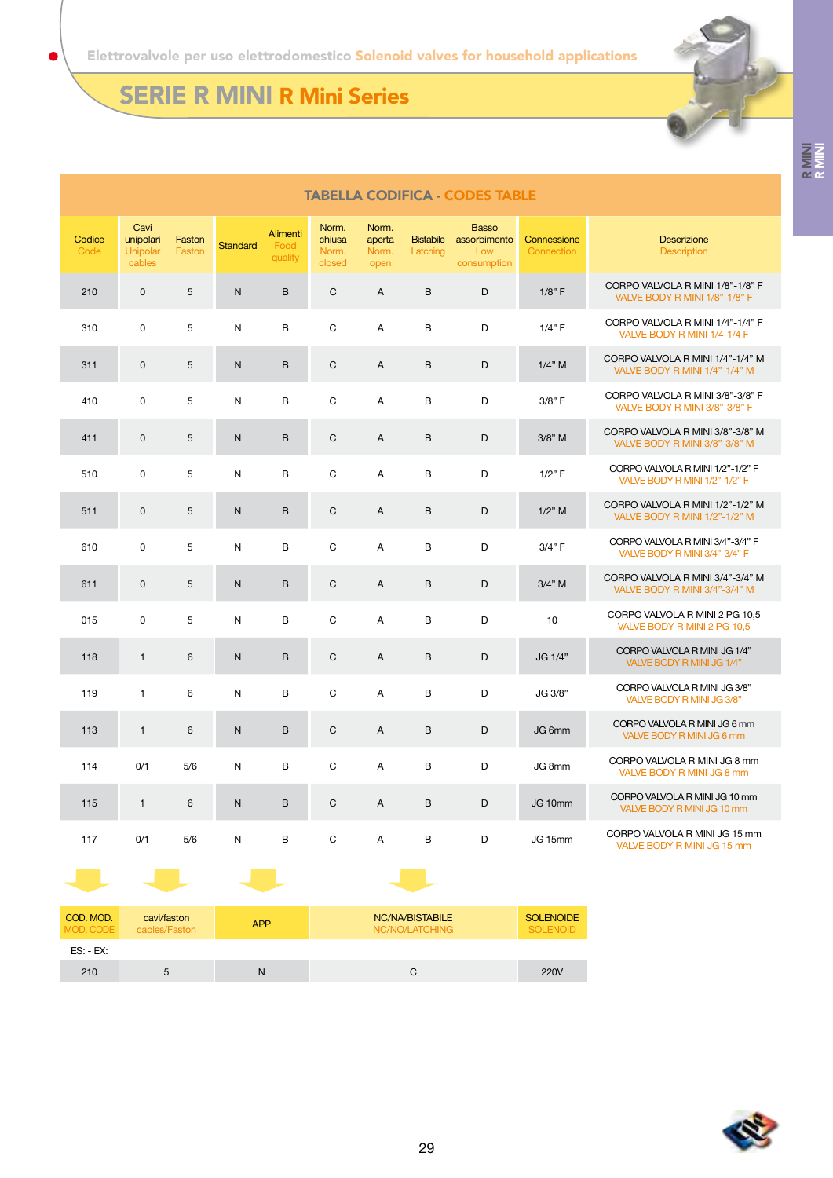Elettrovalvole per uso elettrodomestico Solenoid valves for household applications

# SERIE R MINI R Mini Series

## TABELLA CODIFICA - CODES TABLE

| Codice Code | Cavi unipolari Unipolar cables | Faston Faston | Standard | Alimenti Food quality | Norm. chiusa Norm. closed | Norm. aperta Norm. open | Bistabile Latching | Basso assorbimento Low consumption | Connessione Connection | Descrizione Description |
|---|---|---|---|---|---|---|---|---|---|---|
| 210 | 0 | 5 | N | B | C | A | B | D | 1/8" F | CORPO VALVOLA R MINI 1/8"-1/8" F VALVE BODY R MINI 1/8"-1/8" F |
| 310 | 0 | 5 | N | B | C | A | B | D | 1/4" F | CORPO VALVOLA R MINI 1/4"-1/4" F VALVE BODY R MINI 1/4-1/4 F |
| 311 | 0 | 5 | N | B | C | A | B | D | 1/4" M | CORPO VALVOLA R MINI 1/4"-1/4" M VALVE BODY R MINI 1/4"-1/4" M |
| 410 | 0 | 5 | N | B | C | A | B | D | 3/8" F | CORPO VALVOLA R MINI 3/8"-3/8" F VALVE BODY R MINI 3/8"-3/8" F |
| 411 | 0 | 5 | N | B | C | A | B | D | 3/8" M | CORPO VALVOLA R MINI 3/8"-3/8" M VALVE BODY R MINI 3/8"-3/8" M |
| 510 | 0 | 5 | N | B | C | A | B | D | 1/2" F | CORPO VALVOLA R MINI 1/2"-1/2" F VALVE BODY R MINI 1/2"-1/2" F |
| 511 | 0 | 5 | N | B | C | A | B | D | 1/2" M | CORPO VALVOLA R MINI 1/2"-1/2" M VALVE BODY R MINI 1/2"-1/2" M |
| 610 | 0 | 5 | N | B | C | A | B | D | 3/4" F | CORPO VALVOLA R MINI 3/4"-3/4" F VALVE BODY R MINI 3/4"-3/4" F |
| 611 | 0 | 5 | N | B | C | A | B | D | 3/4" M | CORPO VALVOLA R MINI 3/4"-3/4" M VALVE BODY R MINI 3/4"-3/4" M |
| 015 | 0 | 5 | N | B | C | A | B | D | 10 | CORPO VALVOLA R MINI 2 PG 10,5 VALVE BODY R MINI 2 PG 10,5 |
| 118 | 1 | 6 | N | B | C | A | B | D | JG 1/4" | CORPO VALVOLA R MINI JG 1/4" VALVE BODY R MINI JG 1/4" |
| 119 | 1 | 6 | N | B | C | A | B | D | JG 3/8" | CORPO VALVOLA R MINI JG 3/8" VALVE BODY R MINI JG 3/8" |
| 113 | 1 | 6 | N | B | C | A | B | D | JG 6mm | CORPO VALVOLA R MINI JG 6 mm VALVE BODY R MINI JG 6 mm |
| 114 | 0/1 | 5/6 | N | B | C | A | B | D | JG 8mm | CORPO VALVOLA R MINI JG 8 mm VALVE BODY R MINI JG 8 mm |
| 115 | 1 | 6 | N | B | C | A | B | D | JG 10mm | CORPO VALVOLA R MINI JG 10 mm VALVE BODY R MINI JG 10 mm |
| 117 | 0/1 | 5/6 | N | B | C | A | B | D | JG 15mm | CORPO VALVOLA R MINI JG 15 mm VALVE BODY R MINI JG 15 mm |

| COD. MOD. MOD. CODE | cavi/faston cables/Faston | APP | NC/NA/BISTABILE NC/NO/LATCHING | SOLENOIDE SOLENOID |
|---|---|---|---|---|
| ES: - EX: | | | | |
| 210 | 5 | N | C | 220V |